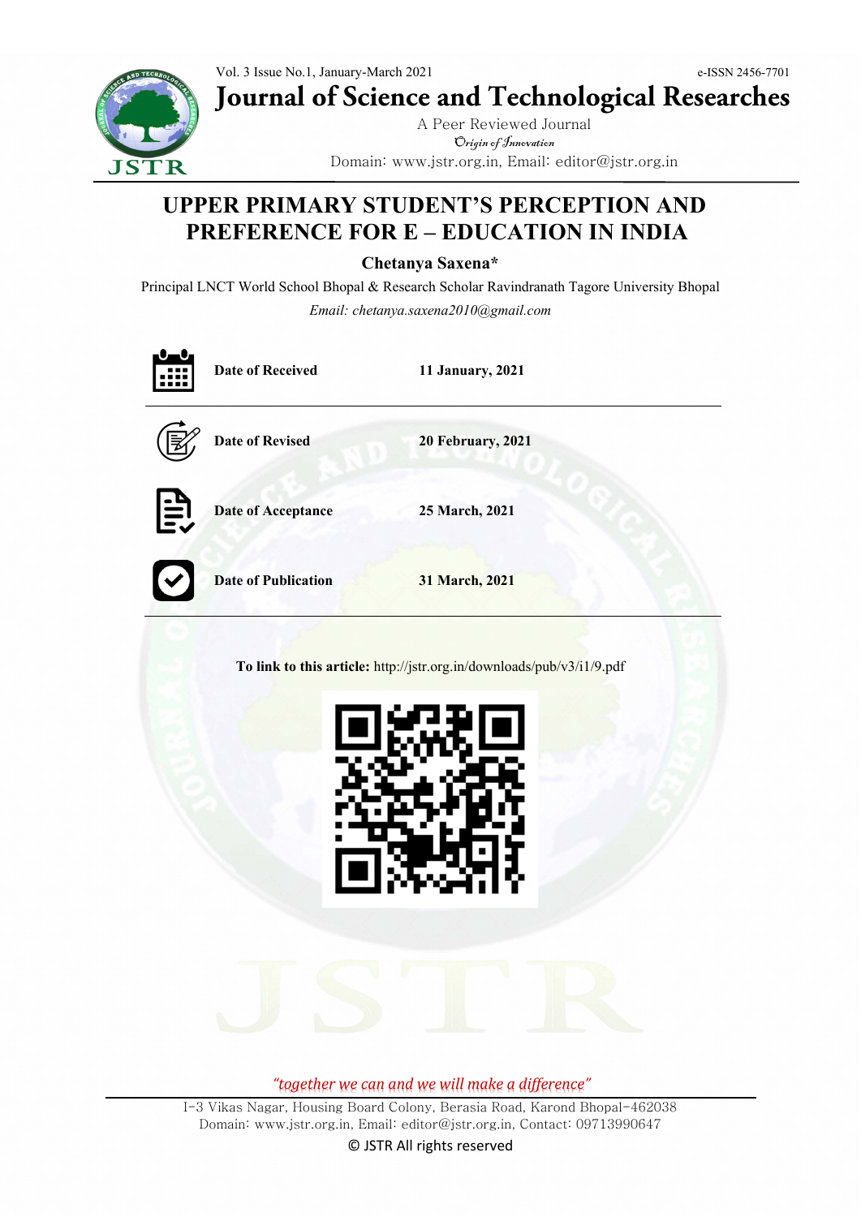Vol. 3 Issue No.1, January-March 2021

e-ISSN 2456-7701

# Journal of Science and Technological Researches

A Peer Reviewed Journal

*Origin of Innovation*

Domain: www.jstr.org.in, Email: editor@jstr.org.in

# UPPER PRIMARY STUDENT'S PERCEPTION AND PREFERENCE FOR E – EDUCATION IN INDIA

**Chetanya Saxena***

Principal LNCT World School Bhopal & Research Scholar Ravindranath Tagore University Bhopal

*Email: chetanya.saxena2010@gmail.com*

| | |
|---|---|
| **Date of Received** | **11 January, 2021** |
| **Date of Revised** | **20 February, 2021** |
| **Date of Acceptance** | **25 March, 2021** |
| **Date of Publication** | **31 March, 2021** |

**To link to this article:** http://jstr.org.in/downloads/pub/v3/i1/9.pdf

*"together we can and we will make a difference"*

I-3 Vikas Nagar, Housing Board Colony, Berasia Road, Karond Bhopal-462038

Domain: www.jstr.org.in, Email: editor@jstr.org.in, Contact: 09713990647

© JSTR All rights reserved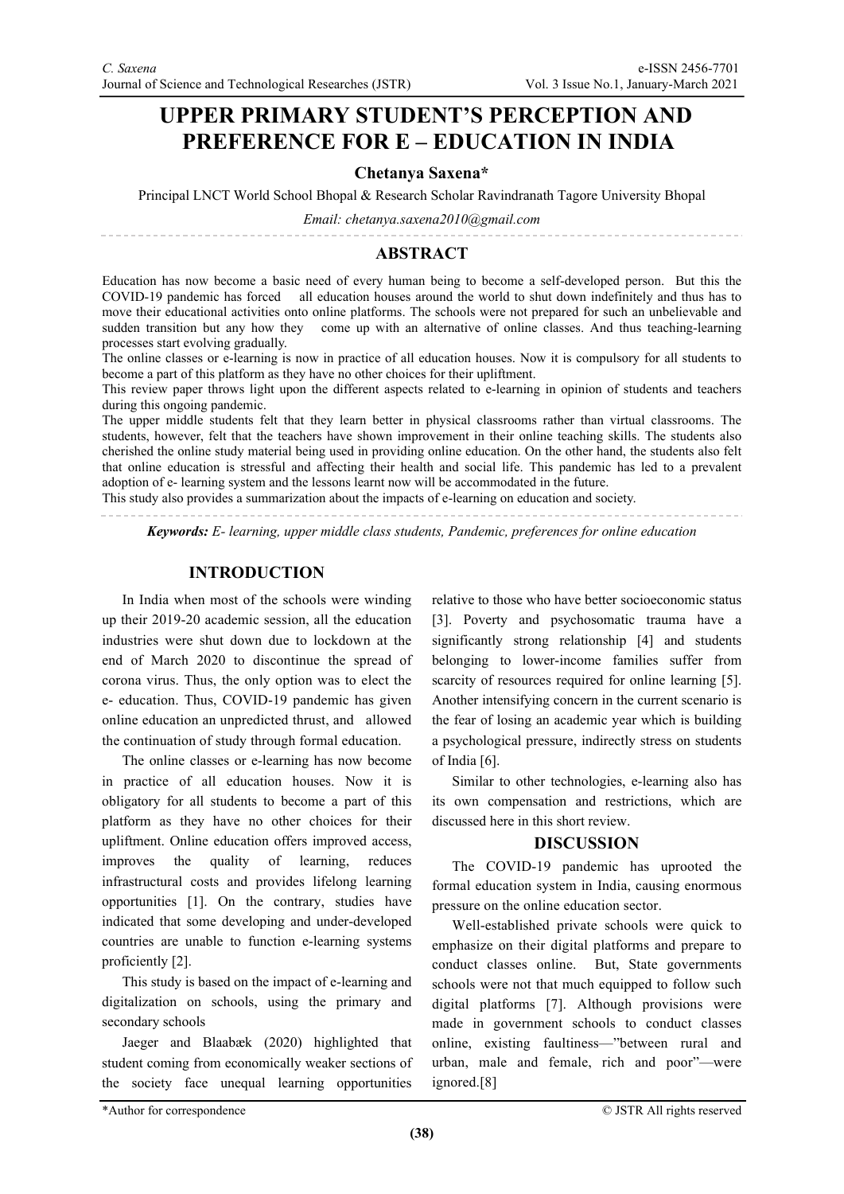# UPPER PRIMARY STUDENT'S PERCEPTION AND PREFERENCE FOR E – EDUCATION IN INDIA

**Chetanya Saxena***

Principal LNCT World School Bhopal & Research Scholar Ravindranath Tagore University Bhopal

*Email: chetanya.saxena2010@gmail.com*

## ABSTRACT

Education has now become a basic need of every human being to become a self-developed person. But this the COVID-19 pandemic has forced all education houses around the world to shut down indefinitely and thus has to move their educational activities onto online platforms. The schools were not prepared for such an unbelievable and sudden transition but any how they come up with an alternative of online classes. And thus teaching-learning processes start evolving gradually.

The online classes or e-learning is now in practice of all education houses. Now it is compulsory for all students to become a part of this platform as they have no other choices for their upliftment.

This review paper throws light upon the different aspects related to e-learning in opinion of students and teachers during this ongoing pandemic.

The upper middle students felt that they learn better in physical classrooms rather than virtual classrooms. The students, however, felt that the teachers have shown improvement in their online teaching skills. The students also cherished the online study material being used in providing online education. On the other hand, the students also felt that online education is stressful and affecting their health and social life. This pandemic has led to a prevalent adoption of e- learning system and the lessons learnt now will be accommodated in the future.

This study also provides a summarization about the impacts of e-learning on education and society.

***Keywords:** E- learning, upper middle class students, Pandemic, preferences for online education*

## INTRODUCTION

In India when most of the schools were winding up their 2019-20 academic session, all the education industries were shut down due to lockdown at the end of March 2020 to discontinue the spread of corona virus. Thus, the only option was to elect the e- education. Thus, COVID-19 pandemic has given online education an unpredicted thrust, and allowed the continuation of study through formal education.

The online classes or e-learning has now become in practice of all education houses. Now it is obligatory for all students to become a part of this platform as they have no other choices for their upliftment. Online education offers improved access, improves the quality of learning, reduces infrastructural costs and provides lifelong learning opportunities [1]. On the contrary, studies have indicated that some developing and under-developed countries are unable to function e-learning systems proficiently [2].

This study is based on the impact of e-learning and digitalization on schools, using the primary and secondary schools

Jaeger and Blaabæk (2020) highlighted that student coming from economically weaker sections of the society face unequal learning opportunities relative to those who have better socioeconomic status [3]. Poverty and psychosomatic trauma have a significantly strong relationship [4] and students belonging to lower-income families suffer from scarcity of resources required for online learning [5]. Another intensifying concern in the current scenario is the fear of losing an academic year which is building a psychological pressure, indirectly stress on students of India [6].

Similar to other technologies, e-learning also has its own compensation and restrictions, which are discussed here in this short review.

## DISCUSSION

The COVID-19 pandemic has uprooted the formal education system in India, causing enormous pressure on the online education sector.

Well-established private schools were quick to emphasize on their digital platforms and prepare to conduct classes online. But, State governments schools were not that much equipped to follow such digital platforms [7]. Although provisions were made in government schools to conduct classes online, existing faultiness—"between rural and urban, male and female, rich and poor"—were ignored.[8]

*Author for correspondence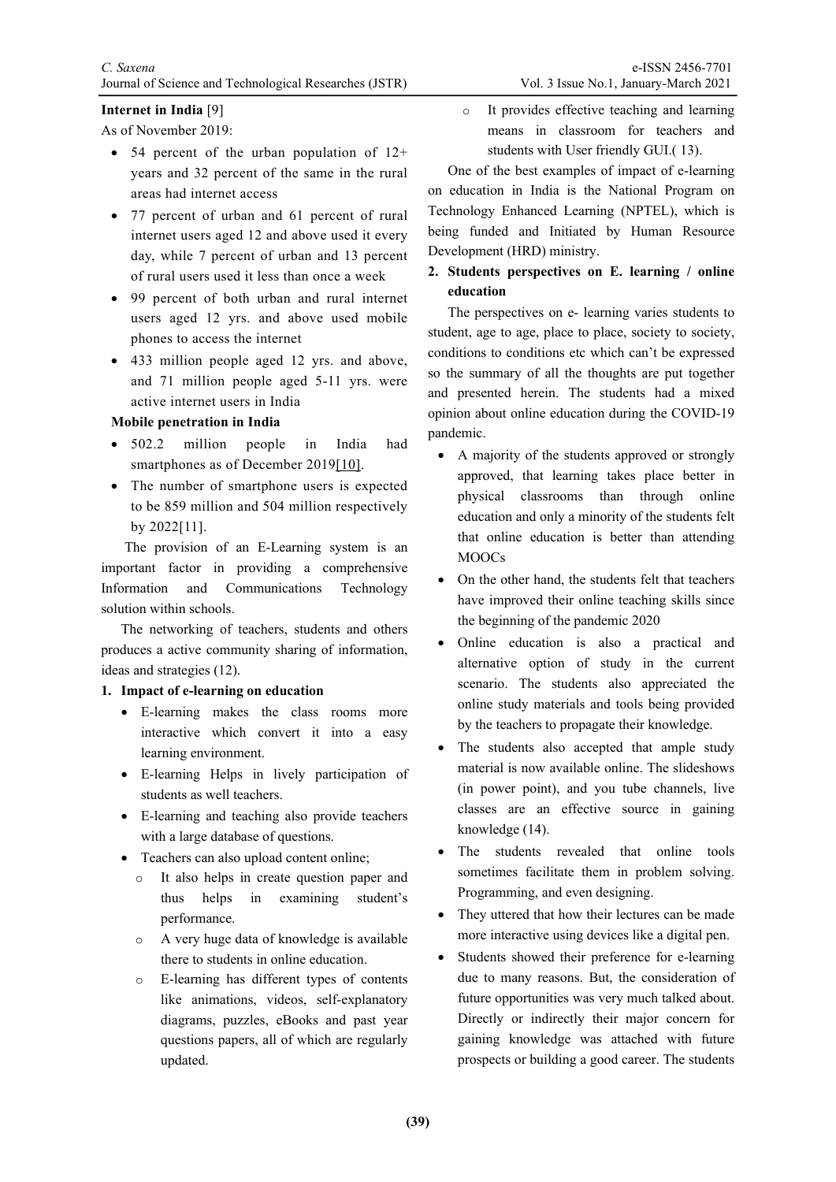**Internet in India** [9]

As of November 2019:

- 54 percent of the urban population of 12+ years and 32 percent of the same in the rural areas had internet access
- 77 percent of urban and 61 percent of rural internet users aged 12 and above used it every day, while 7 percent of urban and 13 percent of rural users used it less than once a week
- 99 percent of both urban and rural internet users aged 12 yrs. and above used mobile phones to access the internet
- 433 million people aged 12 yrs. and above, and 71 million people aged 5-11 yrs. were active internet users in India

**Mobile penetration in India**

- 502.2 million people in India had smartphones as of December 2019[10].
- The number of smartphone users is expected to be 859 million and 504 million respectively by 2022[11].

The provision of an E-Learning system is an important factor in providing a comprehensive Information and Communications Technology solution within schools.

The networking of teachers, students and others produces a active community sharing of information, ideas and strategies (12).

**1. Impact of e-learning on education**

- E-learning makes the class rooms more interactive which convert it into a easy learning environment.
- E-learning Helps in lively participation of students as well teachers.
- E-learning and teaching also provide teachers with a large database of questions.
- Teachers can also upload content online;
  - It also helps in create question paper and thus helps in examining student's performance.
  - A very huge data of knowledge is available there to students in online education.
  - E-learning has different types of contents like animations, videos, self-explanatory diagrams, puzzles, eBooks and past year questions papers, all of which are regularly updated.
  - It provides effective teaching and learning means in classroom for teachers and students with User friendly GUI.( 13).

One of the best examples of impact of e-learning on education in India is the National Program on Technology Enhanced Learning (NPTEL), which is being funded and Initiated by Human Resource Development (HRD) ministry.

**2. Students perspectives on E. learning / online education**

The perspectives on e- learning varies students to student, age to age, place to place, society to society, conditions to conditions etc which can't be expressed so the summary of all the thoughts are put together and presented herein. The students had a mixed opinion about online education during the COVID-19 pandemic.

- A majority of the students approved or strongly approved, that learning takes place better in physical classrooms than through online education and only a minority of the students felt that online education is better than attending MOOCs
- On the other hand, the students felt that teachers have improved their online teaching skills since the beginning of the pandemic 2020
- Online education is also a practical and alternative option of study in the current scenario. The students also appreciated the online study materials and tools being provided by the teachers to propagate their knowledge.
- The students also accepted that ample study material is now available online. The slideshows (in power point), and you tube channels, live classes are an effective source in gaining knowledge (14).
- The students revealed that online tools sometimes facilitate them in problem solving. Programming, and even designing.
- They uttered that how their lectures can be made more interactive using devices like a digital pen.
- Students showed their preference for e-learning due to many reasons. But, the consideration of future opportunities was very much talked about. Directly or indirectly their major concern for gaining knowledge was attached with future prospects or building a good career. The students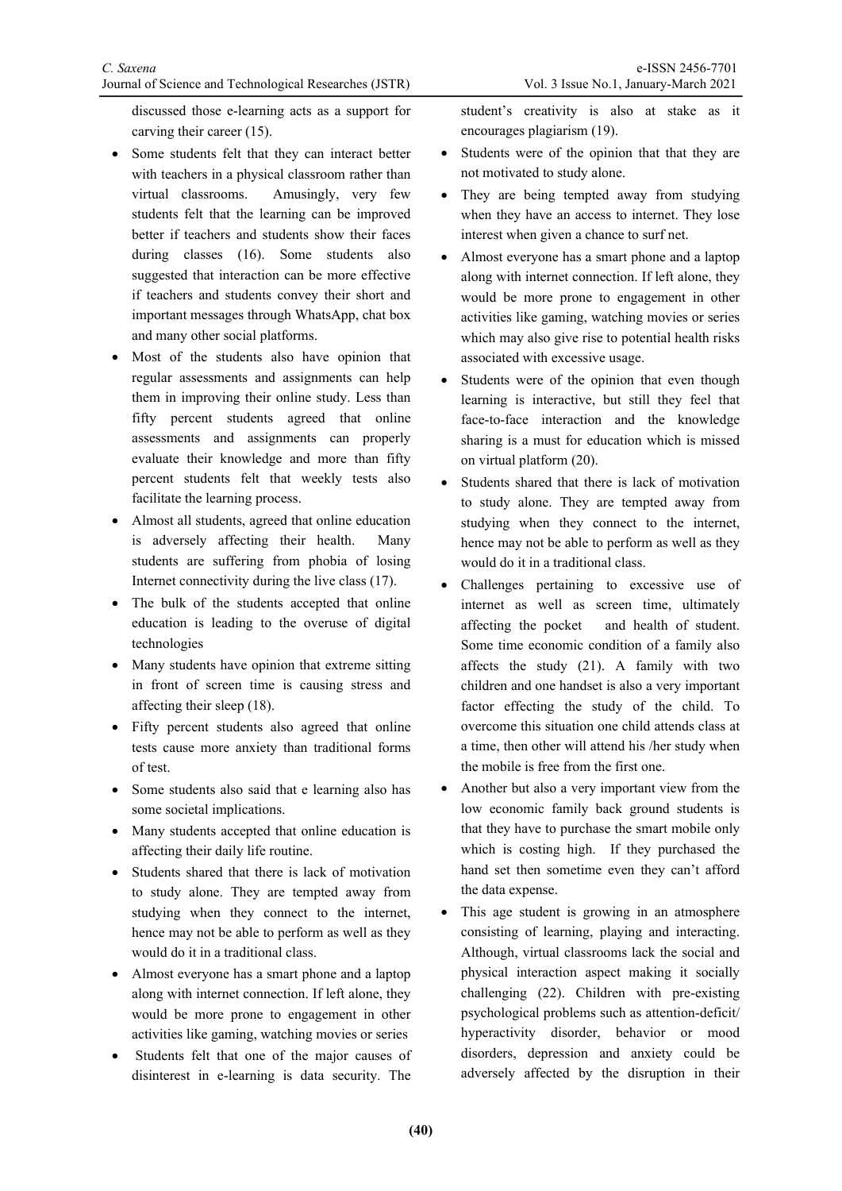discussed those e-learning acts as a support for carving their career (15).

- Some students felt that they can interact better with teachers in a physical classroom rather than virtual classrooms. Amusingly, very few students felt that the learning can be improved better if teachers and students show their faces during classes (16). Some students also suggested that interaction can be more effective if teachers and students convey their short and important messages through WhatsApp, chat box and many other social platforms.
- Most of the students also have opinion that regular assessments and assignments can help them in improving their online study. Less than fifty percent students agreed that online assessments and assignments can properly evaluate their knowledge and more than fifty percent students felt that weekly tests also facilitate the learning process.
- Almost all students, agreed that online education is adversely affecting their health. Many students are suffering from phobia of losing Internet connectivity during the live class (17).
- The bulk of the students accepted that online education is leading to the overuse of digital technologies
- Many students have opinion that extreme sitting in front of screen time is causing stress and affecting their sleep (18).
- Fifty percent students also agreed that online tests cause more anxiety than traditional forms of test.
- Some students also said that e learning also has some societal implications.
- Many students accepted that online education is affecting their daily life routine.
- Students shared that there is lack of motivation to study alone. They are tempted away from studying when they connect to the internet, hence may not be able to perform as well as they would do it in a traditional class.
- Almost everyone has a smart phone and a laptop along with internet connection. If left alone, they would be more prone to engagement in other activities like gaming, watching movies or series
- Students felt that one of the major causes of disinterest in e-learning is data security. The student's creativity is also at stake as it encourages plagiarism (19).
- Students were of the opinion that that they are not motivated to study alone.
- They are being tempted away from studying when they have an access to internet. They lose interest when given a chance to surf net.
- Almost everyone has a smart phone and a laptop along with internet connection. If left alone, they would be more prone to engagement in other activities like gaming, watching movies or series which may also give rise to potential health risks associated with excessive usage.
- Students were of the opinion that even though learning is interactive, but still they feel that face-to-face interaction and the knowledge sharing is a must for education which is missed on virtual platform (20).
- Students shared that there is lack of motivation to study alone. They are tempted away from studying when they connect to the internet, hence may not be able to perform as well as they would do it in a traditional class.
- Challenges pertaining to excessive use of internet as well as screen time, ultimately affecting the pocket and health of student. Some time economic condition of a family also affects the study (21). A family with two children and one handset is also a very important factor effecting the study of the child. To overcome this situation one child attends class at a time, then other will attend his /her study when the mobile is free from the first one.
- Another but also a very important view from the low economic family back ground students is that they have to purchase the smart mobile only which is costing high. If they purchased the hand set then sometime even they can't afford the data expense.
- This age student is growing in an atmosphere consisting of learning, playing and interacting. Although, virtual classrooms lack the social and physical interaction aspect making it socially challenging (22). Children with pre-existing psychological problems such as attention-deficit/ hyperactivity disorder, behavior or mood disorders, depression and anxiety could be adversely affected by the disruption in their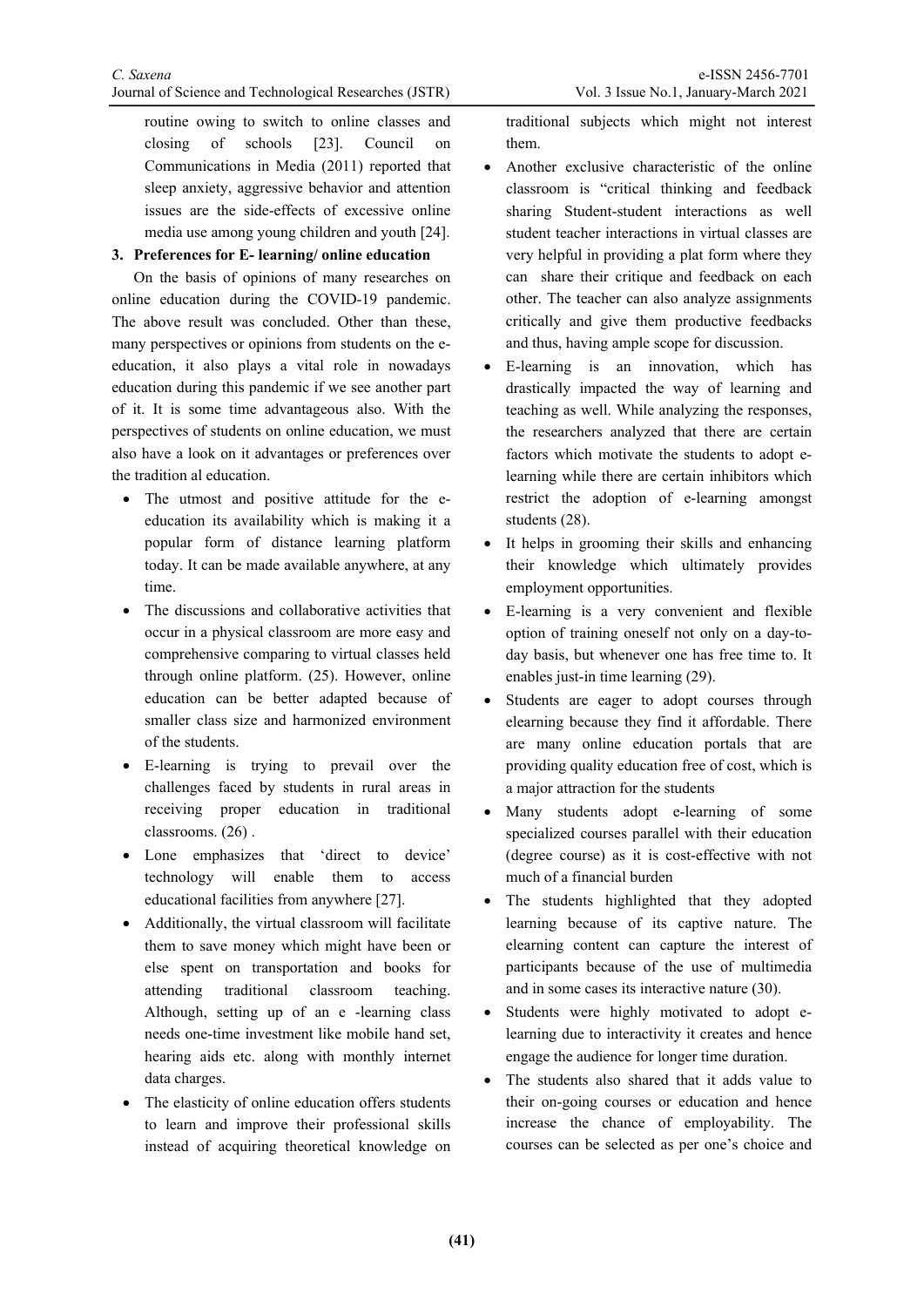routine owing to switch to online classes and closing of schools [23]. Council on Communications in Media (2011) reported that sleep anxiety, aggressive behavior and attention issues are the side-effects of excessive online media use among young children and youth [24].

**3. Preferences for E- learning/ online education**

On the basis of opinions of many researches on online education during the COVID-19 pandemic. The above result was concluded. Other than these, many perspectives or opinions from students on the e-education, it also plays a vital role in nowadays education during this pandemic if we see another part of it. It is some time advantageous also. With the perspectives of students on online education, we must also have a look on it advantages or preferences over the tradition al education.

- The utmost and positive attitude for the e-education its availability which is making it a popular form of distance learning platform today. It can be made available anywhere, at any time.
- The discussions and collaborative activities that occur in a physical classroom are more easy and comprehensive comparing to virtual classes held through online platform. (25). However, online education can be better adapted because of smaller class size and harmonized environment of the students.
- E-learning is trying to prevail over the challenges faced by students in rural areas in receiving proper education in traditional classrooms. (26) .
- Lone emphasizes that 'direct to device' technology will enable them to access educational facilities from anywhere [27].
- Additionally, the virtual classroom will facilitate them to save money which might have been or else spent on transportation and books for attending traditional classroom teaching. Although, setting up of an e -learning class needs one-time investment like mobile hand set, hearing aids etc. along with monthly internet data charges.
- The elasticity of online education offers students to learn and improve their professional skills instead of acquiring theoretical knowledge on traditional subjects which might not interest them.
- Another exclusive characteristic of the online classroom is "critical thinking and feedback sharing Student-student interactions as well student teacher interactions in virtual classes are very helpful in providing a plat form where they can share their critique and feedback on each other. The teacher can also analyze assignments critically and give them productive feedbacks and thus, having ample scope for discussion.
- E-learning is an innovation, which has drastically impacted the way of learning and teaching as well. While analyzing the responses, the researchers analyzed that there are certain factors which motivate the students to adopt e-learning while there are certain inhibitors which restrict the adoption of e-learning amongst students (28).
- It helps in grooming their skills and enhancing their knowledge which ultimately provides employment opportunities.
- E-learning is a very convenient and flexible option of training oneself not only on a day-to-day basis, but whenever one has free time to. It enables just-in time learning (29).
- Students are eager to adopt courses through elearning because they find it affordable. There are many online education portals that are providing quality education free of cost, which is a major attraction for the students
- Many students adopt e-learning of some specialized courses parallel with their education (degree course) as it is cost-effective with not much of a financial burden
- The students highlighted that they adopted learning because of its captive nature. The elearning content can capture the interest of participants because of the use of multimedia and in some cases its interactive nature (30).
- Students were highly motivated to adopt e-learning due to interactivity it creates and hence engage the audience for longer time duration.
- The students also shared that it adds value to their on-going courses or education and hence increase the chance of employability. The courses can be selected as per one's choice and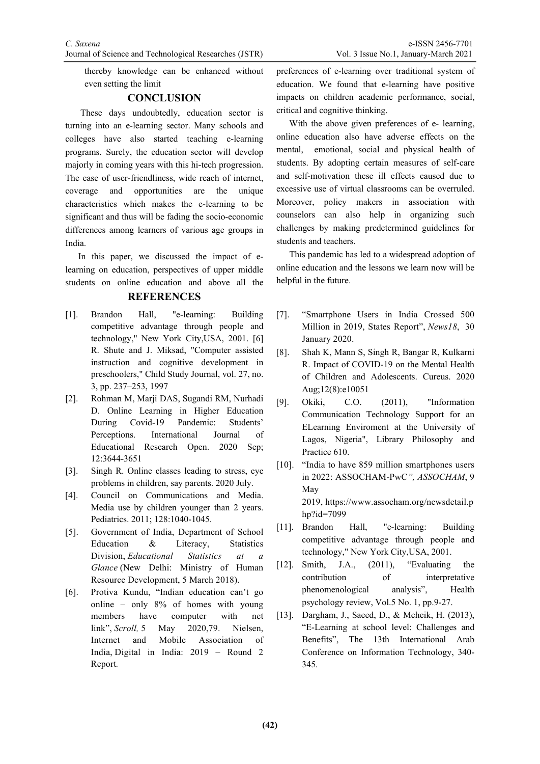thereby knowledge can be enhanced without even setting the limit

## CONCLUSION

These days undoubtedly, education sector is turning into an e-learning sector. Many schools and colleges have also started teaching e-learning programs. Surely, the education sector will develop majorly in coming years with this hi-tech progression. The ease of user-friendliness, wide reach of internet, coverage and opportunities are the unique characteristics which makes the e-learning to be significant and thus will be fading the socio-economic differences among learners of various age groups in India.

In this paper, we discussed the impact of e-learning on education, perspectives of upper middle students on online education and above all the preferences of e-learning over traditional system of education. We found that e-learning have positive impacts on children academic performance, social, critical and cognitive thinking.

With the above given preferences of e- learning, online education also have adverse effects on the mental, emotional, social and physical health of students. By adopting certain measures of self-care and self-motivation these ill effects caused due to excessive use of virtual classrooms can be overruled. Moreover, policy makers in association with counselors can also help in organizing such challenges by making predetermined guidelines for students and teachers.

This pandemic has led to a widespread adoption of online education and the lessons we learn now will be helpful in the future.

## REFERENCES

[1]. Brandon Hall, "e-learning: Building competitive advantage through people and technology," New York City,USA, 2001. [6] R. Shute and J. Miksad, "Computer assisted instruction and cognitive development in preschoolers," Child Study Journal, vol. 27, no. 3, pp. 237–253, 1997

[2]. Rohman M, Marji DAS, Sugandi RM, Nurhadi D. Online Learning in Higher Education During Covid-19 Pandemic: Students' Perceptions. International Journal of Educational Research Open. 2020 Sep; 12:3644-3651

[3]. Singh R. Online classes leading to stress, eye problems in children, say parents. 2020 July.

[4]. Council on Communications and Media. Media use by children younger than 2 years. Pediatrics. 2011; 128:1040-1045.

[5]. Government of India, Department of School Education & Literacy, Statistics Division, *Educational Statistics at a Glance* (New Delhi: Ministry of Human Resource Development, 5 March 2018).

[6]. Protiva Kundu, "Indian education can't go online – only 8% of homes with young members have computer with net link", *Scroll,* 5 May 2020,79. Nielsen, Internet and Mobile Association of India, Digital in India: 2019 – Round 2 Report.

[7]. "Smartphone Users in India Crossed 500 Million in 2019, States Report", *News18*, 30 January 2020.

[8]. Shah K, Mann S, Singh R, Bangar R, Kulkarni R. Impact of COVID-19 on the Mental Health of Children and Adolescents. Cureus. 2020 Aug;12(8):e10051

[9]. Okiki, C.O. (2011), "Information Communication Technology Support for an ELearning Enviroment at the University of Lagos, Nigeria", Library Philosophy and Practice 610.

[10]. "India to have 859 million smartphones users in 2022: ASSOCHAM-PwC*", ASSOCHAM*, 9 May 2019, https://www.assocham.org/newsdetail.php?id=7099

[11]. Brandon Hall, "e-learning: Building competitive advantage through people and technology," New York City,USA, 2001.

[12]. Smith, J.A., (2011), "Evaluating the contribution of interpretative phenomenological analysis", Health psychology review, Vol.5 No. 1, pp.9-27.

[13]. Dargham, J., Saeed, D., & Mcheik, H. (2013), "E-Learning at school level: Challenges and Benefits", The 13th International Arab Conference on Information Technology, 340-345.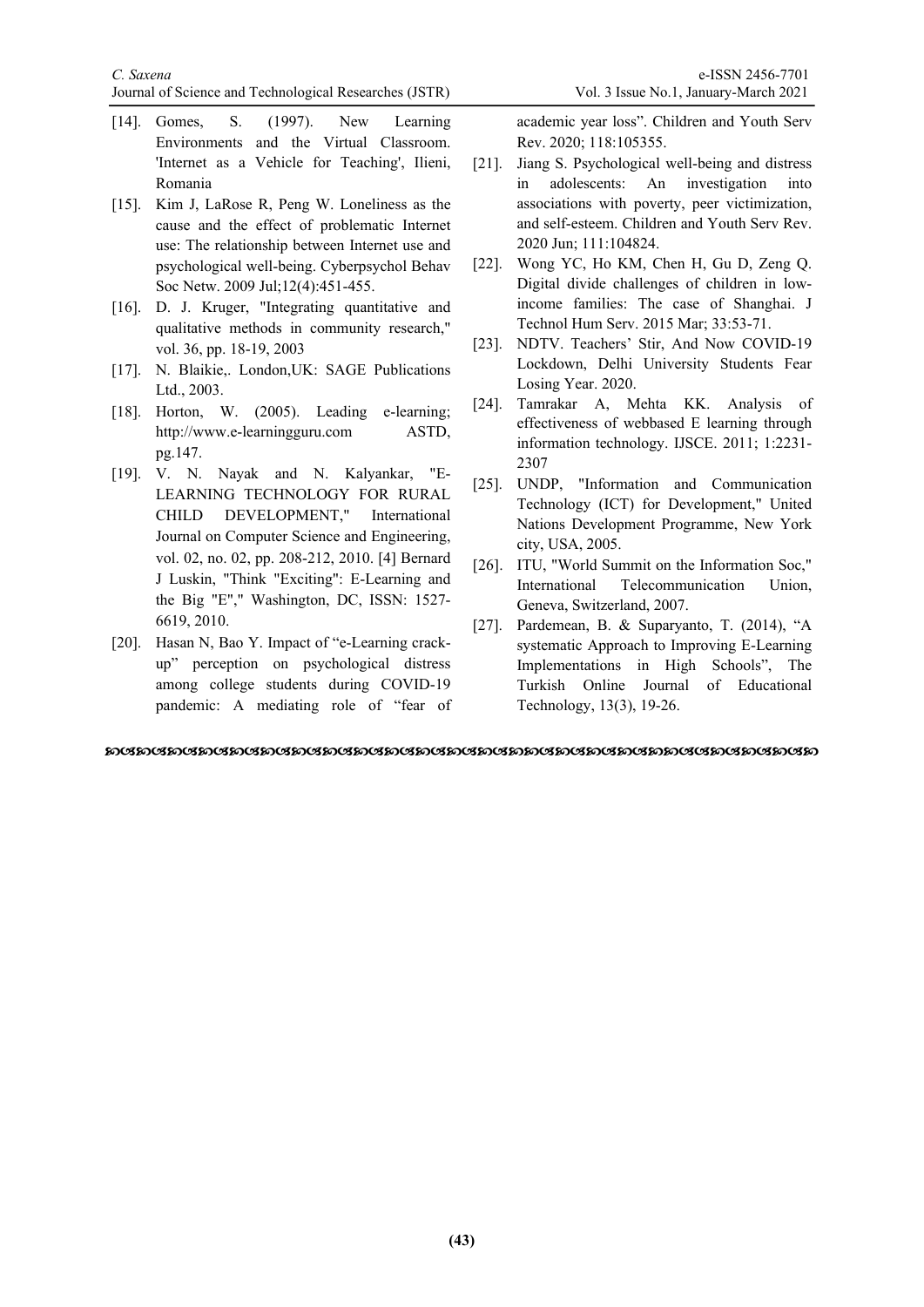[14]. Gomes, S. (1997). New Learning Environments and the Virtual Classroom. 'Internet as a Vehicle for Teaching', Ilieni, Romania

[15]. Kim J, LaRose R, Peng W. Loneliness as the cause and the effect of problematic Internet use: The relationship between Internet use and psychological well-being. Cyberpsychol Behav Soc Netw. 2009 Jul;12(4):451-455.

[16]. D. J. Kruger, "Integrating quantitative and qualitative methods in community research," vol. 36, pp. 18-19, 2003

[17]. N. Blaikie,. London,UK: SAGE Publications Ltd., 2003.

[18]. Horton, W. (2005). Leading e-learning; http://www.e-learningguru.com ASTD, pg.147.

[19]. V. N. Nayak and N. Kalyankar, "E-LEARNING TECHNOLOGY FOR RURAL CHILD DEVELOPMENT," International Journal on Computer Science and Engineering, vol. 02, no. 02, pp. 208-212, 2010. [4] Bernard J Luskin, "Think "Exciting": E-Learning and the Big "E"," Washington, DC, ISSN: 1527-6619, 2010.

[20]. Hasan N, Bao Y. Impact of "e-Learning crack-up" perception on psychological distress among college students during COVID-19 pandemic: A mediating role of "fear of academic year loss". Children and Youth Serv Rev. 2020; 118:105355.

[21]. Jiang S. Psychological well-being and distress in adolescents: An investigation into associations with poverty, peer victimization, and self-esteem. Children and Youth Serv Rev. 2020 Jun; 111:104824.

[22]. Wong YC, Ho KM, Chen H, Gu D, Zeng Q. Digital divide challenges of children in low-income families: The case of Shanghai. J Technol Hum Serv. 2015 Mar; 33:53-71.

[23]. NDTV. Teachers' Stir, And Now COVID-19 Lockdown, Delhi University Students Fear Losing Year. 2020.

[24]. Tamrakar A, Mehta KK. Analysis of effectiveness of webbased E learning through information technology. IJSCE. 2011; 1:2231-2307

[25]. UNDP, "Information and Communication Technology (ICT) for Development," United Nations Development Programme, New York city, USA, 2005.

[26]. ITU, "World Summit on the Information Soc," International Telecommunication Union, Geneva, Switzerland, 2007.

[27]. Pardemean, B. & Suparyanto, T. (2014), "A systematic Approach to Improving E-Learning Implementations in High Schools", The Turkish Online Journal of Educational Technology, 13(3), 19-26.